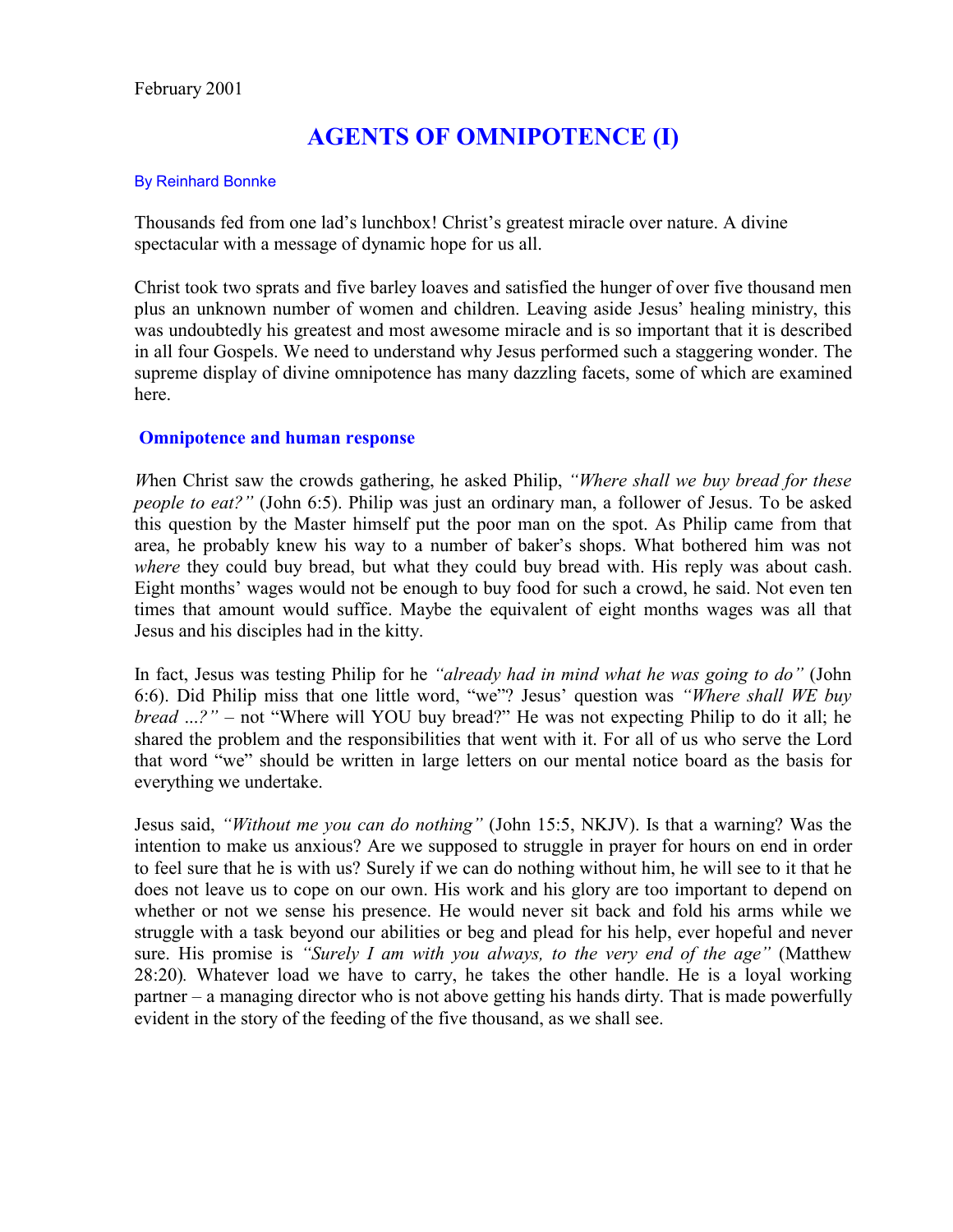February 2001

# AGENTS OF OMNIPOTENCE (I)

By Reinhard Bonnke

Thousands fed from one lad's lunchbox! Christ's greatest miracle over nature. A divine spectacular with a message of dynamic hope for us all.

Christ took two sprats and five barley loaves and satisfied the hunger of over five thousand men plus an unknown number of women and children. Leaving aside Jesus' healing ministry, this was undoubtedly his greatest and most awesome miracle and is so important that it is described in all four Gospels. We need to understand why Jesus performed such a staggering wonder. The supreme display of divine omnipotence has many dazzling facets, some of which are examined here.

## Omnipotence and human response

*W*hen Christ saw the crowds gathering, he asked Philip, *"Where shall we buy bread for these people to eat?"* (John 6:5). Philip was just an ordinary man, a follower of Jesus. To be asked this question by the Master himself put the poor man on the spot. As Philip came from that area, he probably knew his way to a number of baker's shops. What bothered him was not *where* they could buy bread, but what they could buy bread with. His reply was about cash. Eight months' wages would not be enough to buy food for such a crowd, he said. Not even ten times that amount would suffice. Maybe the equivalent of eight months wages was all that Jesus and his disciples had in the kitty.

In fact, Jesus was testing Philip for he *"already had in mind what he was going to do"* (John 6:6). Did Philip miss that one little word, "we"? Jesus' question was *"Where shall WE buy bread ...?"* – not "Where will YOU buy bread?" He was not expecting Philip to do it all; he shared the problem and the responsibilities that went with it. For all of us who serve the Lord that word "we" should be written in large letters on our mental notice board as the basis for everything we undertake.

Jesus said, *"Without me you can do nothing"* (John 15:5, NKJV). Is that a warning? Was the intention to make us anxious? Are we supposed to struggle in prayer for hours on end in order to feel sure that he is with us? Surely if we can do nothing without him, he will see to it that he does not leave us to cope on our own. His work and his glory are too important to depend on whether or not we sense his presence. He would never sit back and fold his arms while we struggle with a task beyond our abilities or beg and plead for his help, ever hopeful and never sure. His promise is *"Surely I am with you always, to the very end of the age"* (Matthew 28:20). Whatever load we have to carry, he takes the other handle. He is a loyal working partner – a managing director who is not above getting his hands dirty. That is made powerfully evident in the story of the feeding of the five thousand, as we shall see.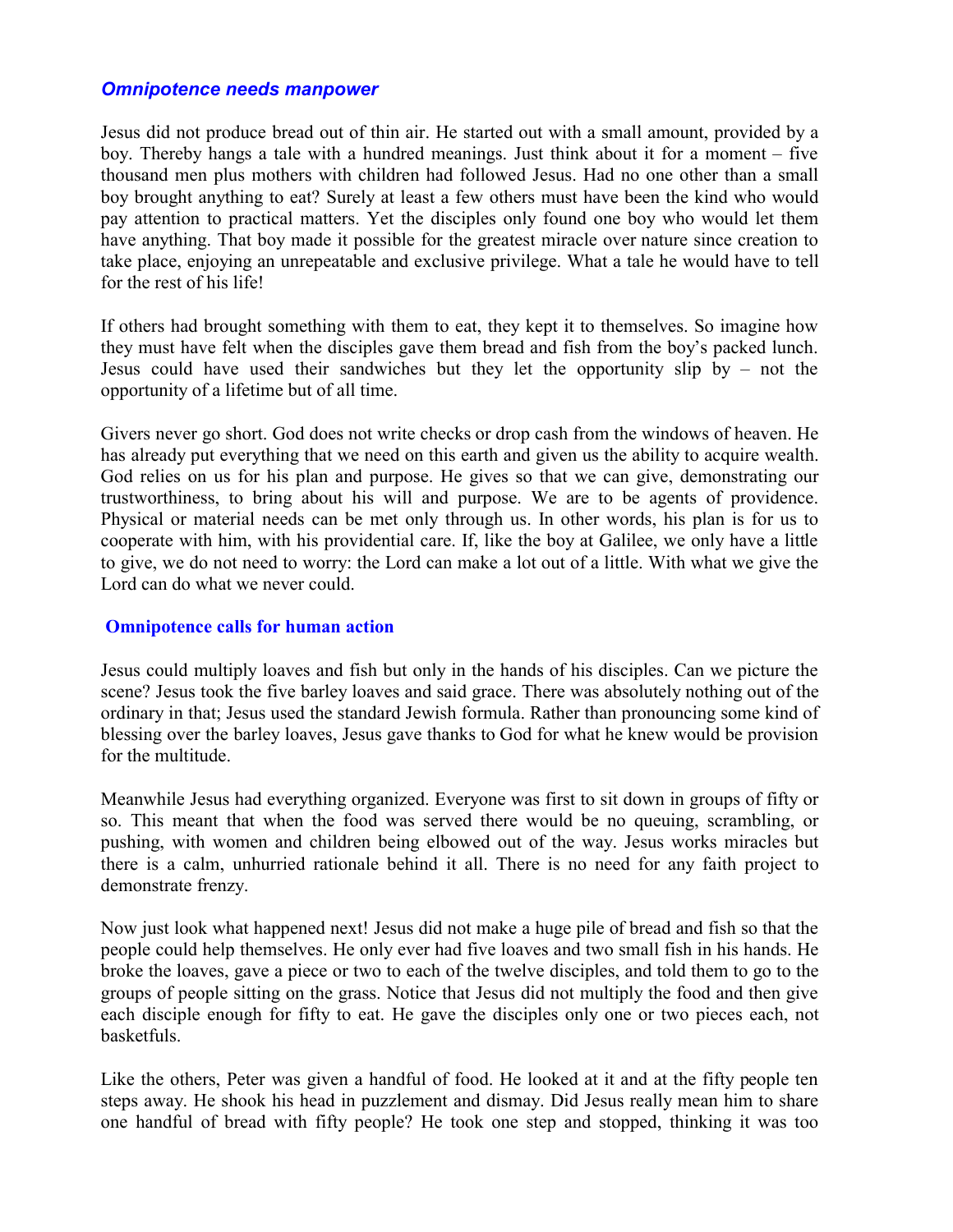### *Omnipotence needs manpower*

Jesus did not produce bread out of thin air. He started out with a small amount, provided by a boy. Thereby hangs a tale with a hundred meanings. Just think about it for a moment – five thousand men plus mothers with children had followed Jesus. Had no one other than a small boy brought anything to eat? Surely at least a few others must have been the kind who would pay attention to practical matters. Yet the disciples only found one boy who would let them have anything. That boy made it possible for the greatest miracle over nature since creation to take place, enjoying an unrepeatable and exclusive privilege. What a tale he would have to tell for the rest of his life!

If others had brought something with them to eat, they kept it to themselves. So imagine how they must have felt when the disciples gave them bread and fish from the boy's packed lunch. Jesus could have used their sandwiches but they let the opportunity slip by – not the opportunity of a lifetime but of all time.

Givers never go short. God does not write checks or drop cash from the windows of heaven. He has already put everything that we need on this earth and given us the ability to acquire wealth. God relies on us for his plan and purpose. He gives so that we can give, demonstrating our trustworthiness, to bring about his will and purpose. We are to be agents of providence. Physical or material needs can be met only through us. In other words, his plan is for us to cooperate with him, with his providential care. If, like the boy at Galilee, we only have a little to give, we do not need to worry: the Lord can make a lot out of a little. With what we give the Lord can do what we never could.

### **Omnipotence calls for human action**

Jesus could multiply loaves and fish but only in the hands of his disciples. Can we picture the scene? Jesus took the five barley loaves and said grace. There was absolutely nothing out of the ordinary in that; Jesus used the standard Jewish formula. Rather than pronouncing some kind of blessing over the barley loaves, Jesus gave thanks to God for what he knew would be provision for the multitude.

Meanwhile Jesus had everything organized. Everyone was first to sit down in groups of fifty or so. This meant that when the food was served there would be no queuing, scrambling, or pushing, with women and children being elbowed out of the way. Jesus works miracles but there is a calm, unhurried rationale behind it all. There is no need for any faith project to demonstrate frenzy.

Now just look what happened next! Jesus did not make a huge pile of bread and fish so that the people could help themselves. He only ever had five loaves and two small fish in his hands. He broke the loaves, gave a piece or two to each of the twelve disciples, and told them to go to the groups of people sitting on the grass. Notice that Jesus did not multiply the food and then give each disciple enough for fifty to eat. He gave the disciples only one or two pieces each, not basketfuls.

Like the others, Peter was given a handful of food. He looked at it and at the fifty people ten steps away. He shook his head in puzzlement and dismay. Did Jesus really mean him to share one handful of bread with fifty people? He took one step and stopped, thinking it was too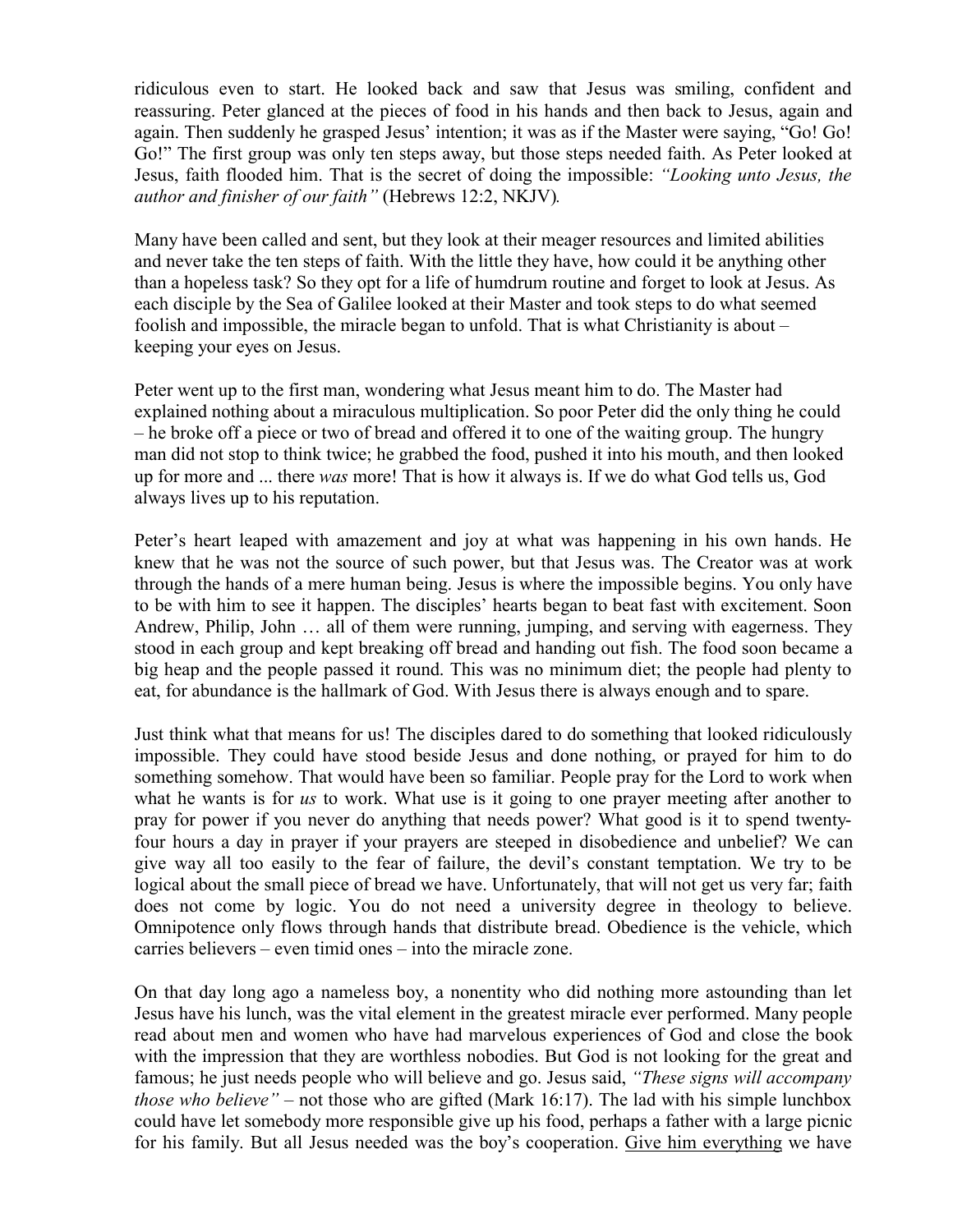ridiculous even to start. He looked back and saw that Jesus was smiling, confident and reassuring. Peter glanced at the pieces of food in his hands and then back to Jesus, again and again. Then suddenly he grasped Jesus' intention; it was as if the Master were saying, "Go! Go! Go!" The first group was only ten steps away, but those steps needed faith. As Peter looked at Jesus, faith flooded him. That is the secret of doing the impossible: *"Looking unto Jesus, the author and finisher of our faith"* (Hebrews 12:2, NKJV).

Many have been called and sent, but they look at their meager resources and limited abilities and never take the ten steps of faith. With the little they have, how could it be anything other than a hopeless task? So they opt for a life of humdrum routine and forget to look at Jesus. As each disciple by the Sea of Galilee looked at their Master and took steps to do what seemed foolish and impossible, the miracle began to unfold. That is what Christianity is about – keeping your eyes on Jesus.

Peter went up to the first man, wondering what Jesus meant him to do. The Master had explained nothing about a miraculous multiplication. So poor Peter did the only thing he could – he broke off a piece or two of bread and offered it to one of the waiting group. The hungry man did not stop to think twice; he grabbed the food, pushed it into his mouth, and then looked up for more and ... there *was* more! That is how it always is. If we do what God tells us, God always lives up to his reputation.

Peter's heart leaped with amazement and joy at what was happening in his own hands. He knew that he was not the source of such power, but that Jesus was. The Creator was at work through the hands of a mere human being. Jesus is where the impossible begins. You only have to be with him to see it happen. The disciples' hearts began to beat fast with excitement. Soon Andrew, Philip, John … all of them were running, jumping, and serving with eagerness. They stood in each group and kept breaking off bread and handing out fish. The food soon became a big heap and the people passed it round. This was no minimum diet; the people had plenty to eat, for abundance is the hallmark of God. With Jesus there is always enough and to spare.

Just think what that means for us! The disciples dared to do something that looked ridiculously impossible. They could have stood beside Jesus and done nothing, or prayed for him to do something somehow. That would have been so familiar. People pray for the Lord to work when what he wants is for *us* to work. What use is it going to one prayer meeting after another to pray for power if you never do anything that needs power? What good is it to spend twenty-four hours a day in prayer if your prayers are steeped in disobedience and unbelief? We can give way all too easily to the fear of failure, the devil's constant temptation. We try to be logical about the small piece of bread we have. Unfortunately, that will not get us very far; faith does not come by logic. You do not need a university degree in theology to believe. Omnipotence only flows through hands that distribute bread. Obedience is the vehicle, which carries believers – even timid ones – into the miracle zone.

On that day long ago a nameless boy, a nonentity who did nothing more astounding than let Jesus have his lunch, was the vital element in the greatest miracle ever performed. Many people read about men and women who have had marvelous experiences of God and close the book with the impression that they are worthless nobodies. But God is not looking for the great and famous; he just needs people who will believe and go. Jesus said, *"These signs will accompany those who believe"* – not those who are gifted (Mark 16:17). The lad with his simple lunchbox could have let somebody more responsible give up his food, perhaps a father with a large picnic for his family. But all Jesus needed was the boy's cooperation. Give him everything we have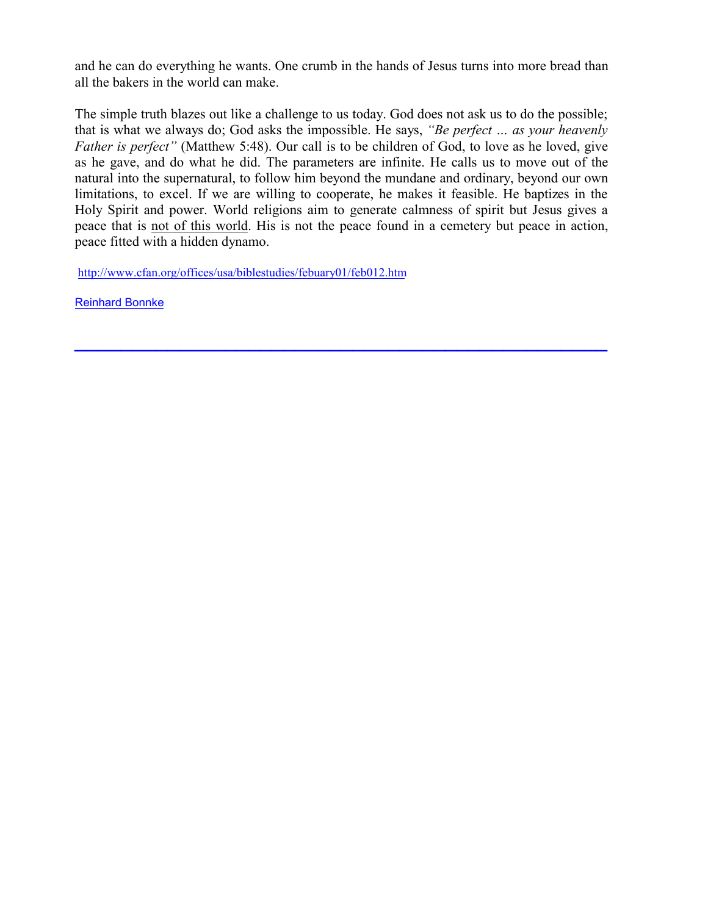and he can do everything he wants. One crumb in the hands of Jesus turns into more bread than all the bakers in the world can make.

The simple truth blazes out like a challenge to us today. God does not ask us to do the possible; that is what we always do; God asks the impossible. He says, *"Be perfect … as your heavenly Father is perfect"* (Matthew 5:48). Our call is to be children of God, to love as he loved, give as he gave, and do what he did. The parameters are infinite. He calls us to move out of the natural into the supernatural, to follow him beyond the mundane and ordinary, beyond our own limitations, to excel. If we are willing to cooperate, he makes it feasible. He baptizes in the Holy Spirit and power. World religions aim to generate calmness of spirit but Jesus gives a peace that is not of this world. His is not the peace found in a cemetery but peace in action, peace fitted with a hidden dynamo.

http://www.cfan.org/offices/usa/biblestudies/febuary01/feb012.htm

Reinhard Bonnke

---